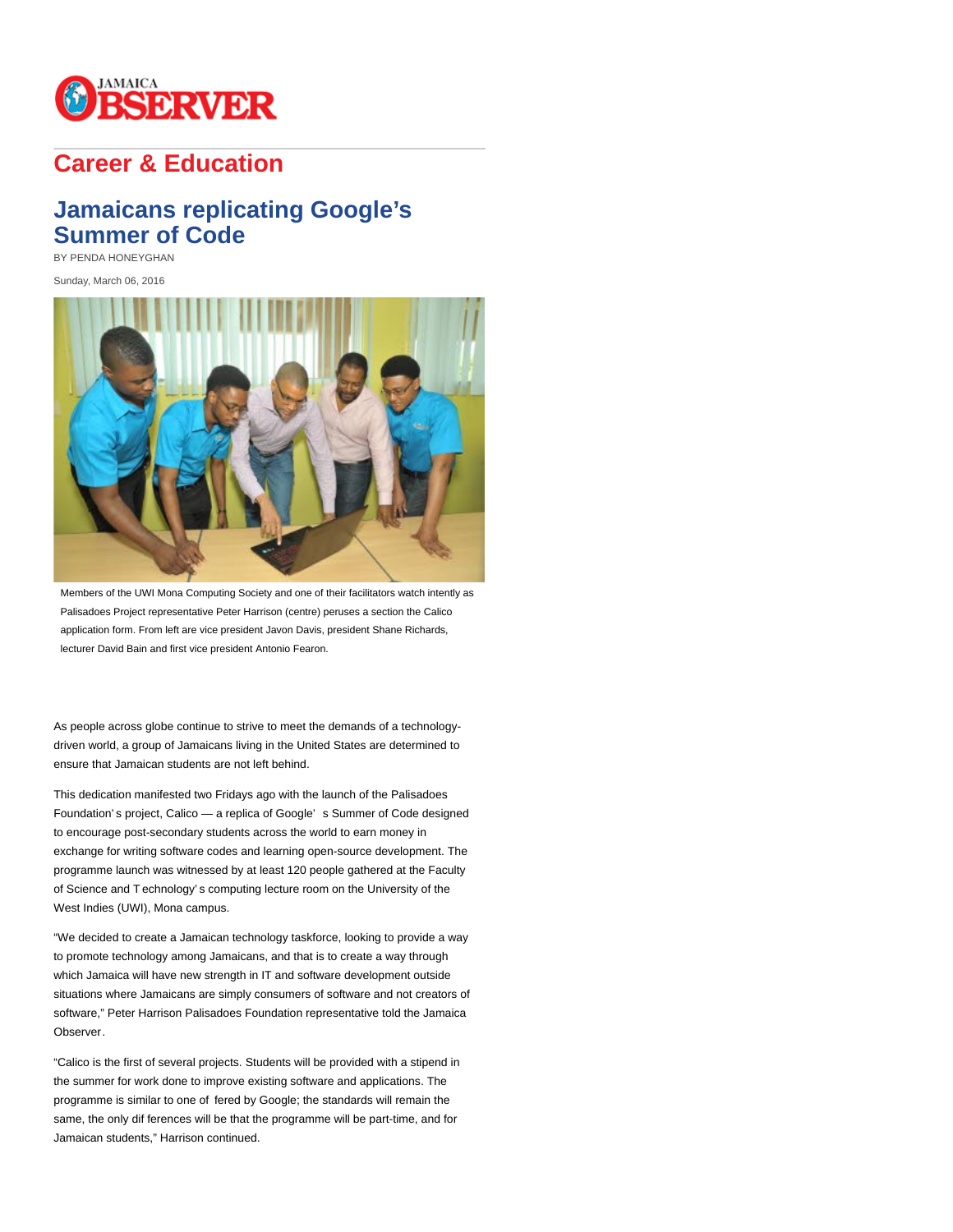# Career & Education

## Jamaicans replicating Google's Summer of Code

BY PENDA HONEYGHAN

Sunday, March 06, 2016

Members of the UWI Mona Computing Society and one of their facilitators watch intently as Palisadoes Project representative Peter Harrison (centre) peruses a section the Calico application form. From left are vice president Javon Davis, president Shane Richards, lecturer David Bain and first vice president Antonio Fearon.

As people across globe continue to strive to meet the demands of a technology-driven world, a group of Jamaicans living in the United States are determined to ensure that Jamaican students are not left behind.

This dedication manifested two Fridays ago with the launch of the Palisadoes Foundation's project, Calico — a replica of Google's Summer of Code designed to encourage post-secondary students across the world to earn money in exchange for writing software codes and learning open-source development. The programme launch was witnessed by at least 120 people gathered at the Faculty of Science and Technology's computing lecture room on the University of the West Indies (UWI), Mona campus.

"We decided to create a Jamaican technology taskforce, looking to provide a way to promote technology among Jamaicans, and that is to create a way through which Jamaica will have new strength in IT and software development outside situations where Jamaicans are simply consumers of software and not creators of software," Peter Harrison Palisadoes Foundation representative told the Jamaica Observer.

"Calico is the first of several projects. Students will be provided with a stipend in the summer for work done to improve existing software and applications. The programme is similar to one offered by Google; the standards will remain the same, the only differences will be that the programme will be part-time, and for Jamaican students," Harrison continued.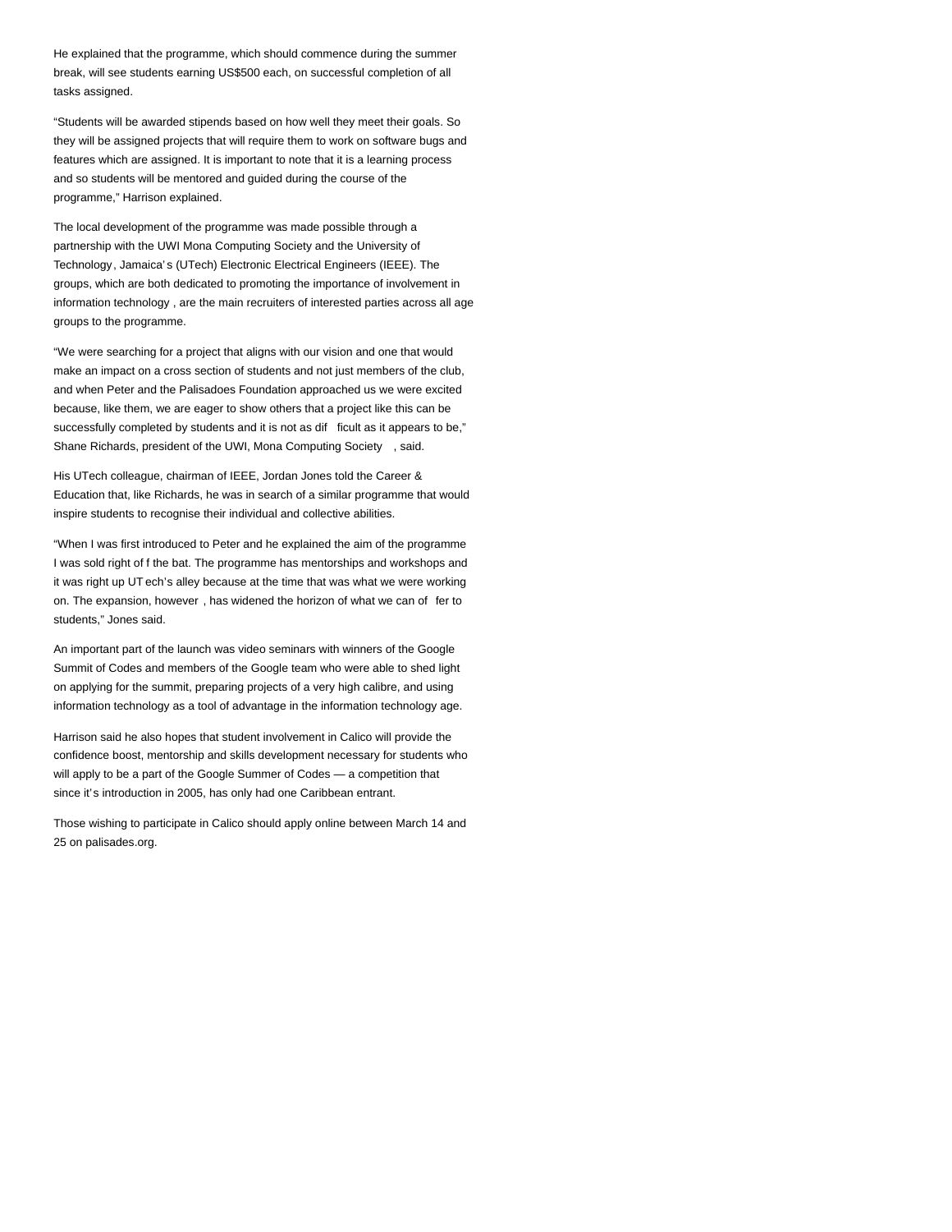He explained that the programme, which should commence during the summer break, will see students earning US$500 each, on successful completion of all tasks assigned.

"Students will be awarded stipends based on how well they meet their goals. So they will be assigned projects that will require them to work on software bugs and features which are assigned. It is important to note that it is a learning process and so students will be mentored and guided during the course of the programme," Harrison explained.

The local development of the programme was made possible through a partnership with the UWI Mona Computing Society and the University of Technology, Jamaica's (UTech) Electronic Electrical Engineers (IEEE). The groups, which are both dedicated to promoting the importance of involvement in information technology, are the main recruiters of interested parties across all age groups to the programme.

"We were searching for a project that aligns with our vision and one that would make an impact on a cross section of students and not just members of the club, and when Peter and the Palisadoes Foundation approached us we were excited because, like them, we are eager to show others that a project like this can be successfully completed by students and it is not as difficult as it appears to be," Shane Richards, president of the UWI, Mona Computing Society, said.

His UTech colleague, chairman of IEEE, Jordan Jones told the Career & Education that, like Richards, he was in search of a similar programme that would inspire students to recognise their individual and collective abilities.

"When I was first introduced to Peter and he explained the aim of the programme I was sold right off the bat. The programme has mentorships and workshops and it was right up UTech's alley because at the time that was what we were working on. The expansion, however, has widened the horizon of what we can offer to students," Jones said.

An important part of the launch was video seminars with winners of the Google Summit of Codes and members of the Google team who were able to shed light on applying for the summit, preparing projects of a very high calibre, and using information technology as a tool of advantage in the information technology age.

Harrison said he also hopes that student involvement in Calico will provide the confidence boost, mentorship and skills development necessary for students who will apply to be a part of the Google Summer of Codes — a competition that since it's introduction in 2005, has only had one Caribbean entrant.

Those wishing to participate in Calico should apply online between March 14 and 25 on palisades.org.